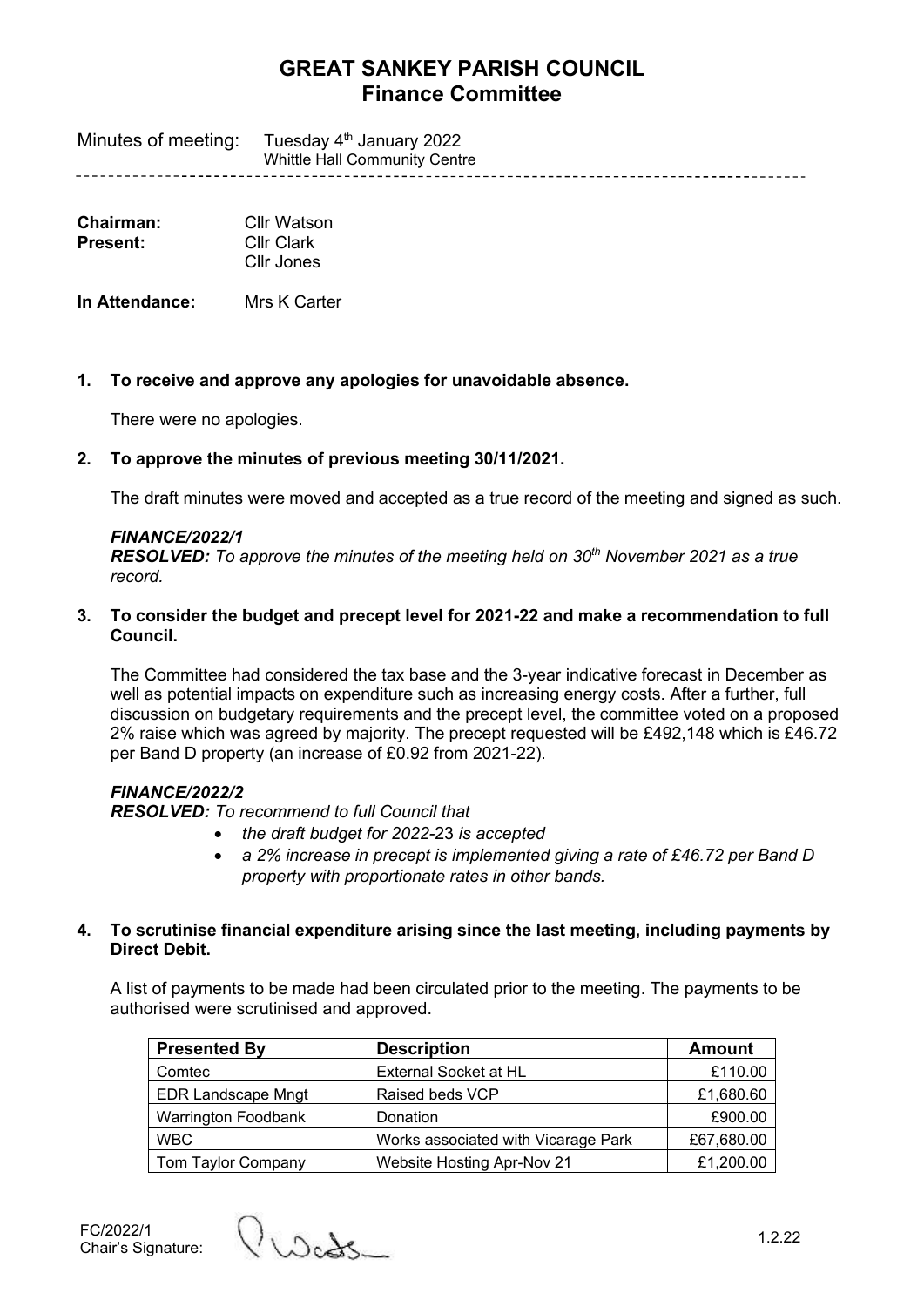# GREAT SANKEY PARISH COUNCIL
## Finance Committee

Minutes of meeting: Tuesday 4th January 2022
Whittle Hall Community Centre

---

**Chairman:** Cllr Watson
**Present:** Cllr Clark
Cllr Jones

**In Attendance:** Mrs K Carter

**1. To receive and approve any apologies for unavoidable absence.**

There were no apologies.

**2. To approve the minutes of previous meeting 30/11/2021.**

The draft minutes were moved and accepted as a true record of the meeting and signed as such.

***FINANCE/2022/1***
***RESOLVED:*** *To approve the minutes of the meeting held on 30th November 2021 as a true record.*

**3. To consider the budget and precept level for 2021-22 and make a recommendation to full Council.**

The Committee had considered the tax base and the 3-year indicative forecast in December as well as potential impacts on expenditure such as increasing energy costs. After a further, full discussion on budgetary requirements and the precept level, the committee voted on a proposed 2% raise which was agreed by majority. The precept requested will be £492,148 which is £46.72 per Band D property (an increase of £0.92 from 2021-22).

***FINANCE/2022/2***
***RESOLVED:*** *To recommend to full Council that*

- *the draft budget for 2022-23 is accepted*
- *a 2% increase in precept is implemented giving a rate of £46.72 per Band D property with proportionate rates in other bands.*

**4. To scrutinise financial expenditure arising since the last meeting, including payments by Direct Debit.**

A list of payments to be made had been circulated prior to the meeting. The payments to be authorised were scrutinised and approved.

| Presented By | Description | Amount |
|---|---|---|
| Comtec | External Socket at HL | £110.00 |
| EDR Landscape Mngt | Raised beds VCP | £1,680.60 |
| Warrington Foodbank | Donation | £900.00 |
| WBC | Works associated with Vicarage Park | £67,680.00 |
| Tom Taylor Company | Website Hosting Apr-Nov 21 | £1,200.00 |

FC/2022/1
Chair's Signature: 1.2.22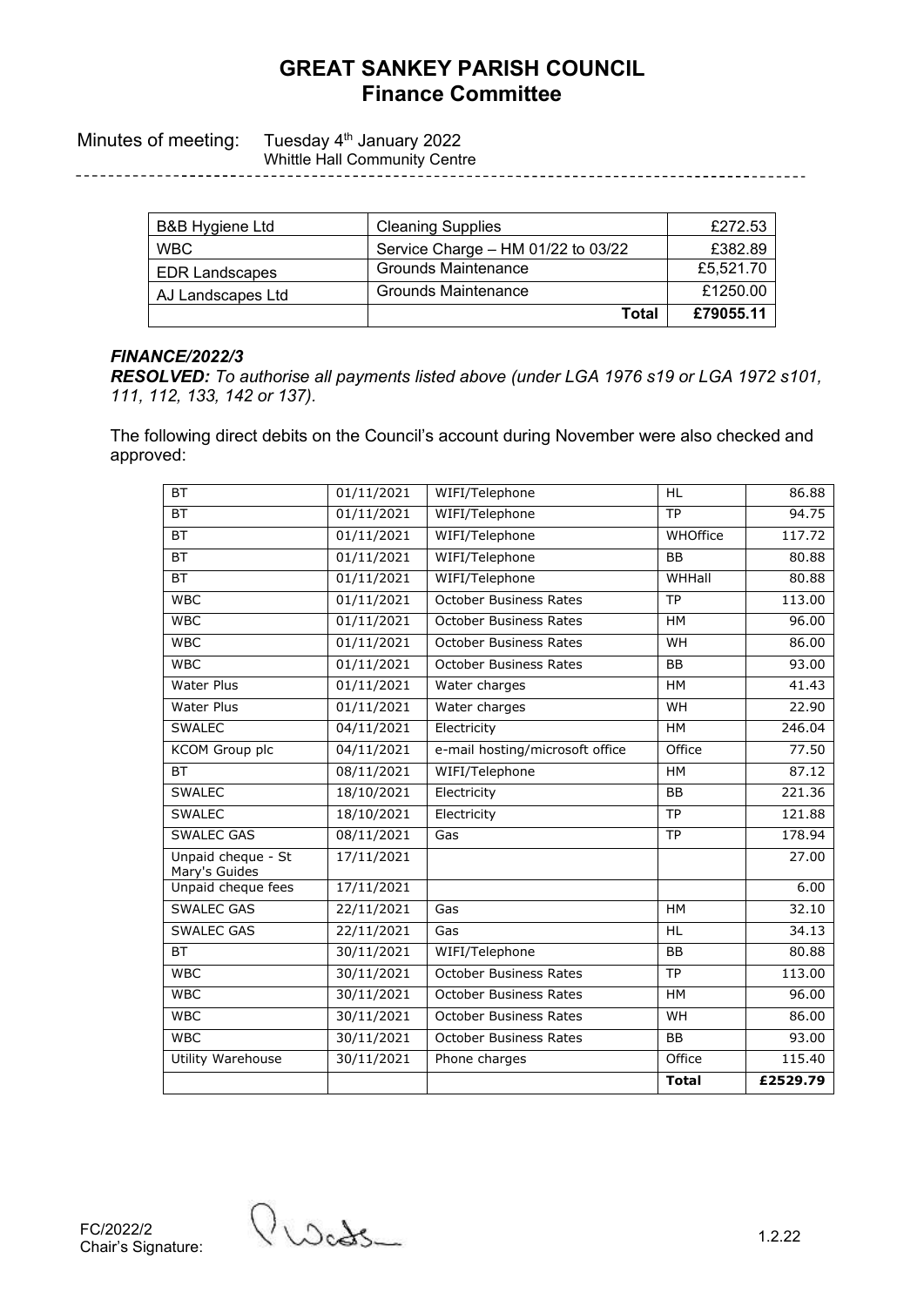# GREAT SANKEY PARISH COUNCIL
## Finance Committee

Minutes of meeting: Tuesday 4th January 2022
Whittle Hall Community Centre

| | | |
|---|---|---|
| B&B Hygiene Ltd | Cleaning Supplies | £272.53 |
| WBC | Service Charge – HM 01/22 to 03/22 | £382.89 |
| EDR Landscapes | Grounds Maintenance | £5,521.70 |
| AJ Landscapes Ltd | Grounds Maintenance | £1250.00 |
| | **Total** | **£79055.11** |

***FINANCE/2022/3***
***RESOLVED:*** *To authorise all payments listed above (under LGA 1976 s19 or LGA 1972 s101, 111, 112, 133, 142 or 137).*

The following direct debits on the Council's account during November were also checked and approved:

| | | | | |
|---|---|---|---|---|
| BT | 01/11/2021 | WIFI/Telephone | HL | 86.88 |
| BT | 01/11/2021 | WIFI/Telephone | TP | 94.75 |
| BT | 01/11/2021 | WIFI/Telephone | WHOffice | 117.72 |
| BT | 01/11/2021 | WIFI/Telephone | BB | 80.88 |
| BT | 01/11/2021 | WIFI/Telephone | WHHall | 80.88 |
| WBC | 01/11/2021 | October Business Rates | TP | 113.00 |
| WBC | 01/11/2021 | October Business Rates | HM | 96.00 |
| WBC | 01/11/2021 | October Business Rates | WH | 86.00 |
| WBC | 01/11/2021 | October Business Rates | BB | 93.00 |
| Water Plus | 01/11/2021 | Water charges | HM | 41.43 |
| Water Plus | 01/11/2021 | Water charges | WH | 22.90 |
| SWALEC | 04/11/2021 | Electricity | HM | 246.04 |
| KCOM Group plc | 04/11/2021 | e-mail hosting/microsoft office | Office | 77.50 |
| BT | 08/11/2021 | WIFI/Telephone | HM | 87.12 |
| SWALEC | 18/10/2021 | Electricity | BB | 221.36 |
| SWALEC | 18/10/2021 | Electricity | TP | 121.88 |
| SWALEC GAS | 08/11/2021 | Gas | TP | 178.94 |
| Unpaid cheque - St Mary's Guides | 17/11/2021 | | | 27.00 |
| Unpaid cheque fees | 17/11/2021 | | | 6.00 |
| SWALEC GAS | 22/11/2021 | Gas | HM | 32.10 |
| SWALEC GAS | 22/11/2021 | Gas | HL | 34.13 |
| BT | 30/11/2021 | WIFI/Telephone | BB | 80.88 |
| WBC | 30/11/2021 | October Business Rates | TP | 113.00 |
| WBC | 30/11/2021 | October Business Rates | HM | 96.00 |
| WBC | 30/11/2021 | October Business Rates | WH | 86.00 |
| WBC | 30/11/2021 | October Business Rates | BB | 93.00 |
| Utility Warehouse | 30/11/2021 | Phone charges | Office | 115.40 |
| | | | **Total** | **£2529.79** |

FC/2022/2
Chair's Signature: 1.2.22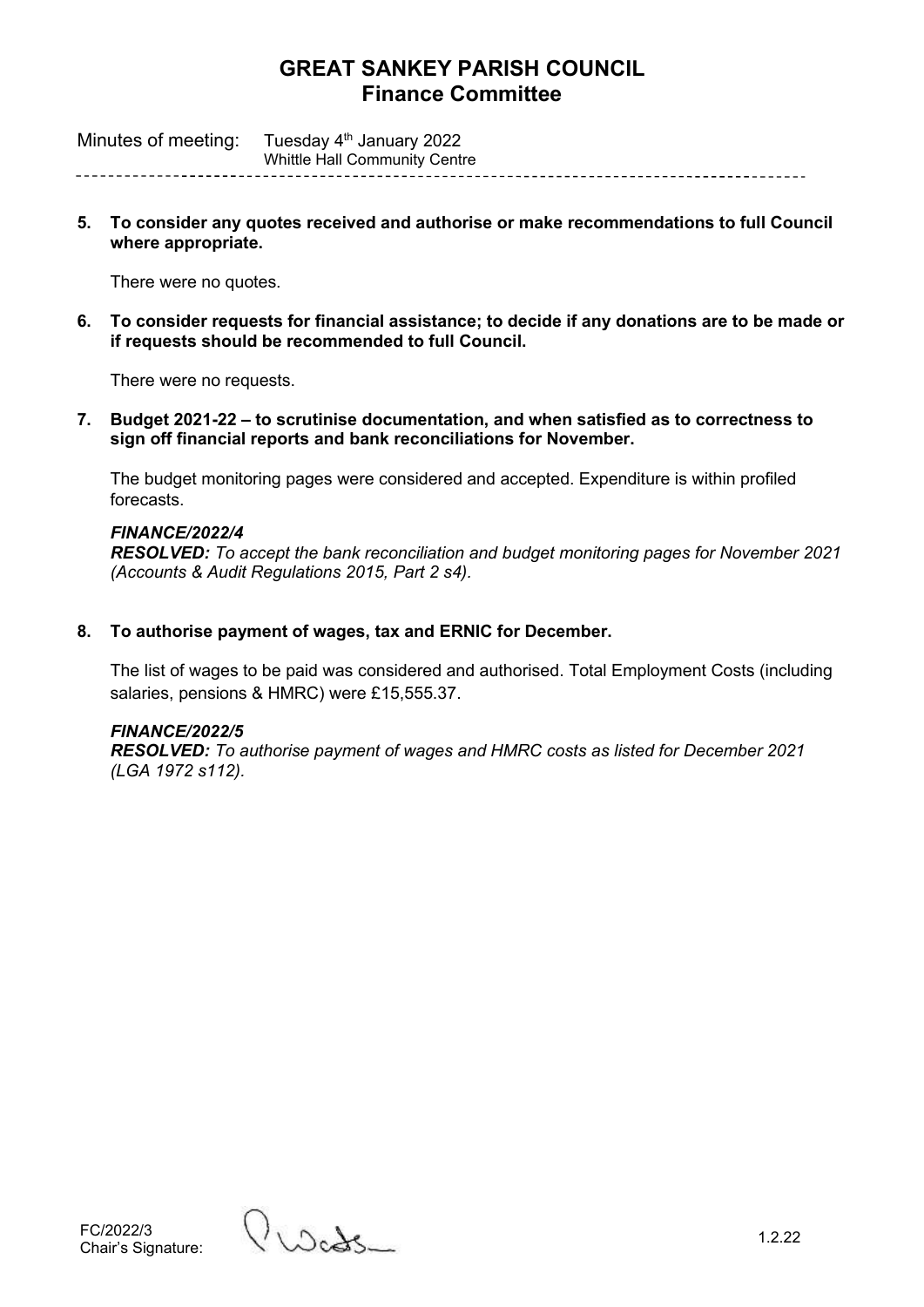# GREAT SANKEY PARISH COUNCIL
## Finance Committee

Minutes of meeting: Tuesday 4th January 2022
Whittle Hall Community Centre

---

**5. To consider any quotes received and authorise or make recommendations to full Council where appropriate.**

There were no quotes.

**6. To consider requests for financial assistance; to decide if any donations are to be made or if requests should be recommended to full Council.**

There were no requests.

**7. Budget 2021-22 – to scrutinise documentation, and when satisfied as to correctness to sign off financial reports and bank reconciliations for November.**

The budget monitoring pages were considered and accepted. Expenditure is within profiled forecasts.

***FINANCE/2022/4***
***RESOLVED:*** *To accept the bank reconciliation and budget monitoring pages for November 2021 (Accounts & Audit Regulations 2015, Part 2 s4).*

**8. To authorise payment of wages, tax and ERNIC for December.**

The list of wages to be paid was considered and authorised. Total Employment Costs (including salaries, pensions & HMRC) were £15,555.37.

***FINANCE/2022/5***
***RESOLVED:*** *To authorise payment of wages and HMRC costs as listed for December 2021 (LGA 1972 s112).*

FC/2022/3
Chair's Signature: 1.2.22